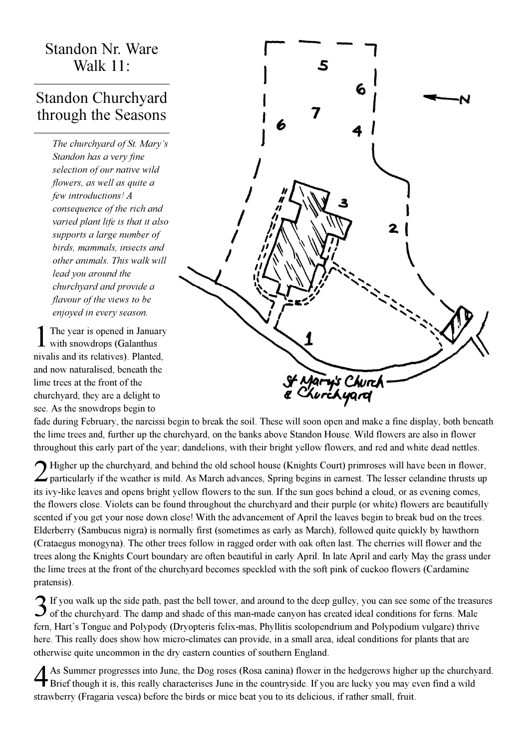# Standon Nr. Ware Walk 11:

## Standon Churchyard through the Seasons

*The churchyard of St. Mary's Standon has a very fine selection of our native wild flowers, as well as quite a few introductions! A consequence of the rich and varied plant life is that it also supports a large number of birds, mammals, insects and other animals. This walk will lead you around the churchyard and provide a flavour of the views to be enjoyed in every season.*

1 The year is opened in January with snowdrops (Galanthus nivalis and its relatives). Planted, and now naturalised, beneath the lime trees at the front of the churchyard, they are a delight to see. As the snowdrops begin to fade during February, the narcissi begin to break the soil. These will soon open and make a fine display, both beneath the lime trees and, further up the churchyard, on the banks above Standon House. Wild flowers are also in flower throughout this early part of the year; dandelions, with their bright yellow flowers, and red and white dead nettles.

2 Higher up the churchyard, and behind the old school house (Knights Court) primroses will have been in flower, particularly if the weather is mild. As March advances, Spring begins in earnest. The lesser celandine thrusts up its ivy-like leaves and opens bright yellow flowers to the sun. If the sun goes behind a cloud, or as evening comes, the flowers close. Violets can be found throughout the churchyard and their purple (or white) flowers are beautifully scented if you get your nose down close! With the advancement of April the leaves begin to break bud on the trees. Elderberry (Sambucus nigra) is normally first (sometimes as early as March), followed quite quickly by hawthorn (Crataegus monogyna). The other trees follow in ragged order with oak often last. The cherries will flower and the trees along the Knights Court boundary are often beautiful in early April. In late April and early May the grass under the lime trees at the front of the churchyard becomes speckled with the soft pink of cuckoo flowers (Cardamine pratensis).

3 If you walk up the side path, past the bell tower, and around to the deep gulley, you can see some of the treasures of the churchyard. The damp and shade of this man-made canyon has created ideal conditions for ferns. Male fern, Hart's Tongue and Polypody (Dryopteris felix-mas, Phyllitis scolopendrium and Polypodium vulgare) thrive here. This really does show how micro-climates can provide, in a small area, ideal conditions for plants that are otherwise quite uncommon in the dry eastern counties of southern England.

4 As Summer progresses into June, the Dog roses (Rosa canina) flower in the hedgerows higher up the churchyard. Brief though it is, this really characterises June in the countryside. If you are lucky you may even find a wild strawberry (Fragaria vesca) before the birds or mice beat you to its delicious, if rather small, fruit.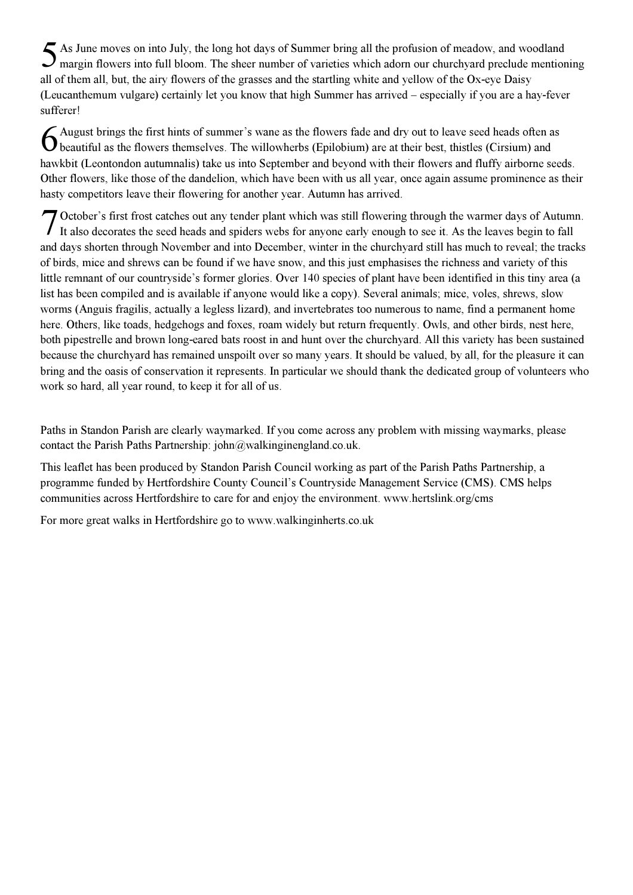5 As June moves on into July, the long hot days of Summer bring all the profusion of meadow, and woodland margin flowers into full bloom. The sheer number of varieties which adorn our churchyard preclude mentioning all of them all, but, the airy flowers of the grasses and the startling white and yellow of the Ox-eye Daisy (Leucanthemum vulgare) certainly let you know that high Summer has arrived – especially if you are a hay-fever sufferer!

6 August brings the first hints of summer's wane as the flowers fade and dry out to leave seed heads often as beautiful as the flowers themselves. The willowherbs (Epilobium) are at their best, thistles (Cirsium) and hawkbit (Leontondon autumnalis) take us into September and beyond with their flowers and fluffy airborne seeds. Other flowers, like those of the dandelion, which have been with us all year, once again assume prominence as their hasty competitors leave their flowering for another year. Autumn has arrived.

7 October's first frost catches out any tender plant which was still flowering through the warmer days of Autumn. It also decorates the seed heads and spiders webs for anyone early enough to see it. As the leaves begin to fall and days shorten through November and into December, winter in the churchyard still has much to reveal; the tracks of birds, mice and shrews can be found if we have snow, and this just emphasises the richness and variety of this little remnant of our countryside's former glories. Over 140 species of plant have been identified in this tiny area (a list has been compiled and is available if anyone would like a copy). Several animals; mice, voles, shrews, slow worms (Anguis fragilis, actually a legless lizard), and invertebrates too numerous to name, find a permanent home here. Others, like toads, hedgehogs and foxes, roam widely but return frequently. Owls, and other birds, nest here, both pipestrelle and brown long-eared bats roost in and hunt over the churchyard. All this variety has been sustained because the churchyard has remained unspoilt over so many years. It should be valued, by all, for the pleasure it can bring and the oasis of conservation it represents. In particular we should thank the dedicated group of volunteers who work so hard, all year round, to keep it for all of us.

Paths in Standon Parish are clearly waymarked. If you come across any problem with missing waymarks, please contact the Parish Paths Partnership: john@walkinginengland.co.uk.

This leaflet has been produced by Standon Parish Council working as part of the Parish Paths Partnership, a programme funded by Hertfordshire County Council's Countryside Management Service (CMS). CMS helps communities across Hertfordshire to care for and enjoy the environment. www.hertslink.org/cms

For more great walks in Hertfordshire go to www.walkinginherts.co.uk